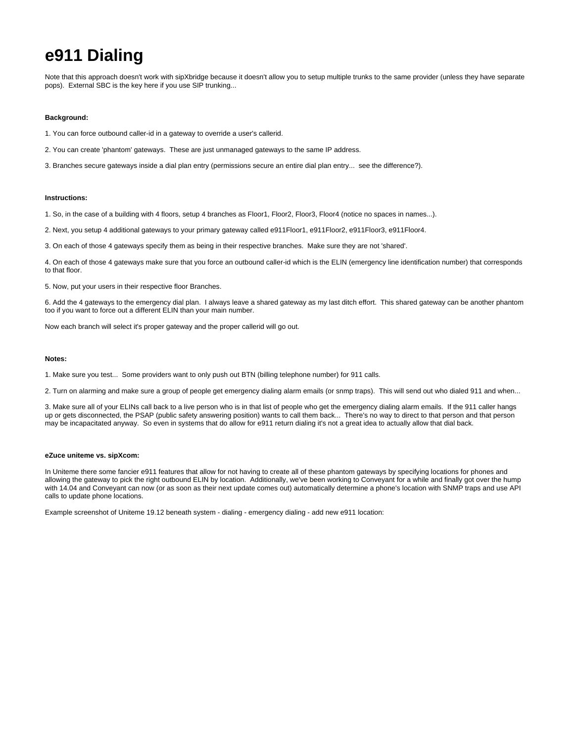# e911 Dialing

Note that this approach doesn't work with sipXbridge because it doesn't allow you to setup multiple trunks to the same provider (unless they have separate pops). External SBC is the key here if you use SIP trunking...

**Background:**

1. You can force outbound caller-id in a gateway to override a user's callerid.

2. You can create 'phantom' gateways. These are just unmanaged gateways to the same IP address.

3. Branches secure gateways inside a dial plan entry (permissions secure an entire dial plan entry... see the difference?).

**Instructions:**

1. So, in the case of a building with 4 floors, setup 4 branches as Floor1, Floor2, Floor3, Floor4 (notice no spaces in names...).

2. Next, you setup 4 additional gateways to your primary gateway called e911Floor1, e911Floor2, e911Floor3, e911Floor4.

3. On each of those 4 gateways specify them as being in their respective branches. Make sure they are not 'shared'.

4. On each of those 4 gateways make sure that you force an outbound caller-id which is the ELIN (emergency line identification number) that corresponds to that floor.

5. Now, put your users in their respective floor Branches.

6. Add the 4 gateways to the emergency dial plan. I always leave a shared gateway as my last ditch effort. This shared gateway can be another phantom too if you want to force out a different ELIN than your main number.

Now each branch will select it's proper gateway and the proper callerid will go out.

**Notes:**

1. Make sure you test... Some providers want to only push out BTN (billing telephone number) for 911 calls.

2. Turn on alarming and make sure a group of people get emergency dialing alarm emails (or snmp traps). This will send out who dialed 911 and when...

3. Make sure all of your ELINs call back to a live person who is in that list of people who get the emergency dialing alarm emails. If the 911 caller hangs up or gets disconnected, the PSAP (public safety answering position) wants to call them back... There's no way to direct to that person and that person may be incapacitated anyway. So even in systems that do allow for e911 return dialing it's not a great idea to actually allow that dial back.

**eZuce uniteme vs. sipXcom:**

In Uniteme there some fancier e911 features that allow for not having to create all of these phantom gateways by specifying locations for phones and allowing the gateway to pick the right outbound ELIN by location. Additionally, we've been working to Conveyant for a while and finally got over the hump with 14.04 and Conveyant can now (or as soon as their next update comes out) automatically determine a phone's location with SNMP traps and use API calls to update phone locations.

Example screenshot of Uniteme 19.12 beneath system - dialing - emergency dialing - add new e911 location: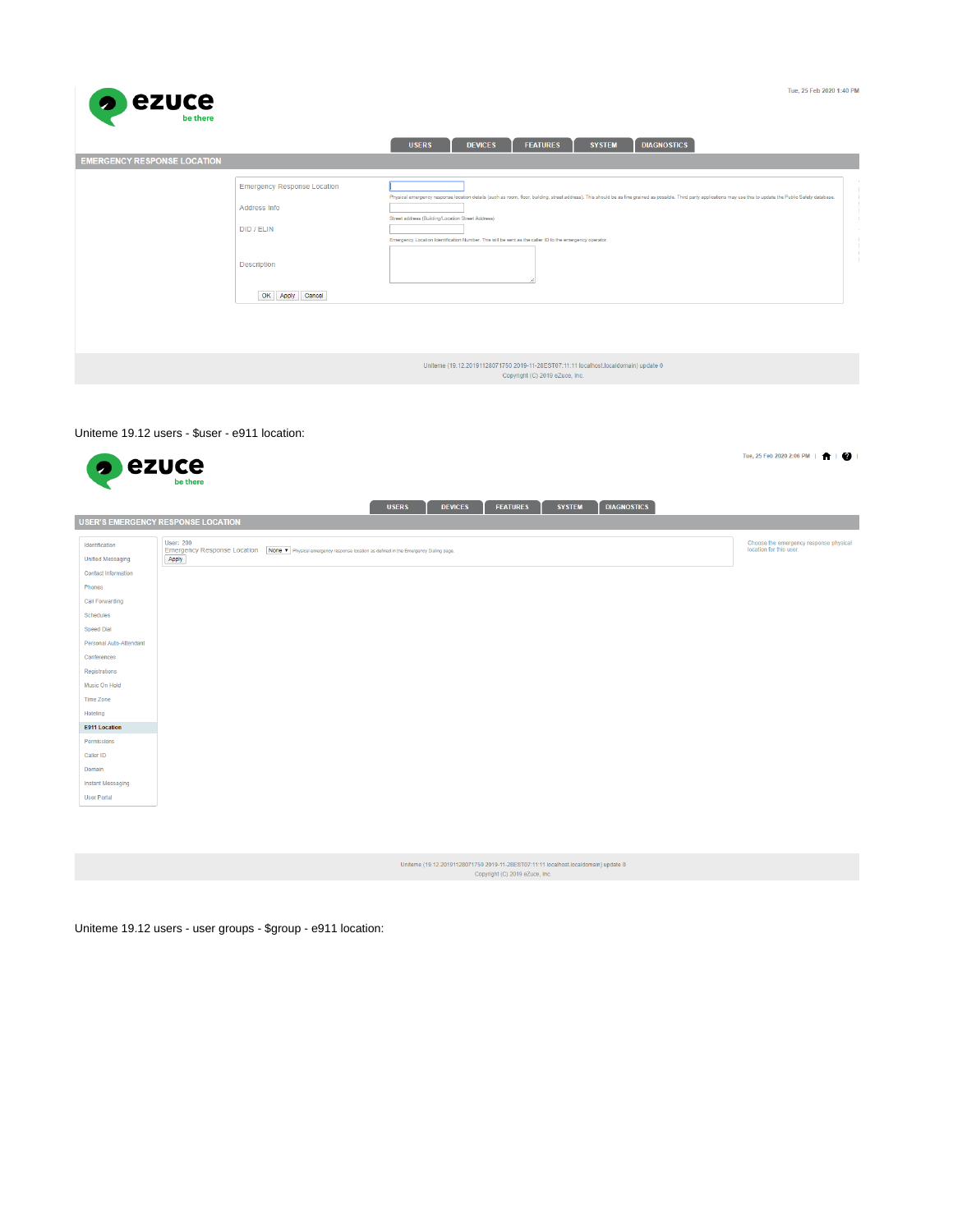Tue, 25 Feb 2020 1:40 PM

USERS | DEVICES | FEATURES | SYSTEM | DIAGNOSTICS

**EMERGENCY RESPONSE LOCATION**

Emergency Response Location

Physical emergency response location details (such as room, floor, building, street address). This should be as fine grained as possible. Third party applications may use this to update the Public Safety database.

Address Info

Street address (Building/Location Street Address)

DID / ELIN

Emergency Location Identification Number. This will be sent as the caller ID to the emergency operator.

Description

OK | Apply | Cancel

Uniteme (19.12.20191128071750 2019-11-28EST07:11:11 localhost.localdomain) update 0
Copyright (C) 2019 eZuce, Inc.

Uniteme 19.12 users - $user - e911 location:

Tue, 25 Feb 2020 2:06 PM

USERS | DEVICES | FEATURES | SYSTEM | DIAGNOSTICS

**USER'S EMERGENCY RESPONSE LOCATION**

- Identification
- Unified Messaging
- Contact Information
- Phones
- Call Forwarding
- Schedules
- Speed Dial
- Personal Auto-Attendant
- Conferences
- Registrations
- Music On Hold
- Time Zone
- Hoteling
- **E911 Location**
- Permissions
- Caller ID
- Domain
- Instant Messaging
- User Portal

User: 200

Emergency Response Location: None — Physical emergency response location as defined in the Emergency Dialing page.

Apply

Choose the emergency response physical location for this user.

Uniteme (19.12.20191128071750 2019-11-28EST07:11:11 localhost.localdomain) update 0
Copyright (C) 2019 eZuce, Inc.

Uniteme 19.12 users - user groups - $group - e911 location: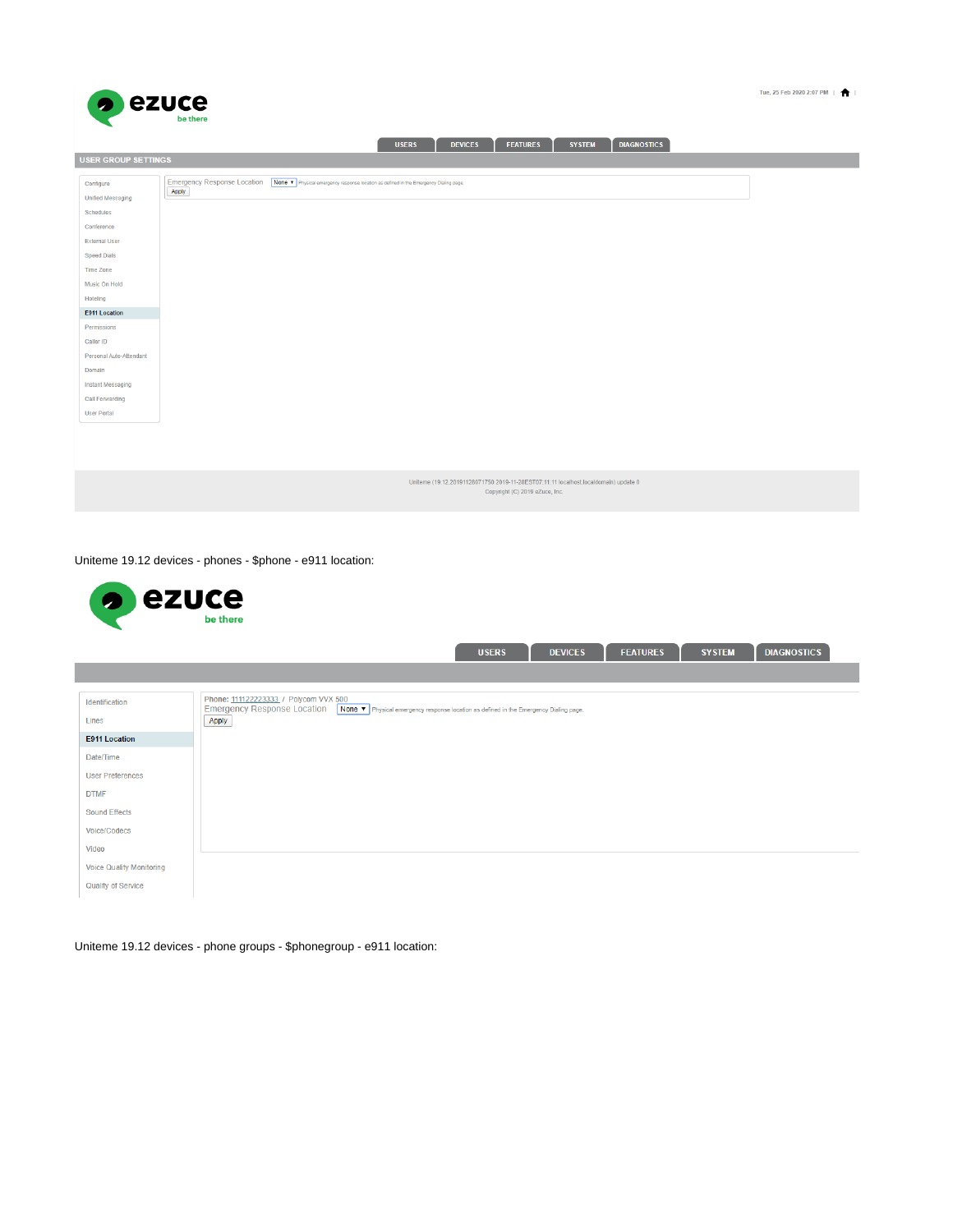ezuce
be there

Tue, 25 Feb 2020 2:07 PM

USERS | DEVICES | FEATURES | SYSTEM | DIAGNOSTICS

USER GROUP SETTINGS

- Configure
- Unified Messaging
- Schedules
- Conference
- External User
- Speed Dials
- Time Zone
- Music On Hold
- Hoteling
- E911 Location
- Permissions
- Caller ID
- Personal Auto-Attendant
- Domain
- Instant Messaging
- Call Forwarding
- User Portal

Emergency Response Location | None | Physical emergency response location as defined in the Emergency Dialing page.

Apply

Uniteme (19.12.20191128071750 2019-11-28EST07:11:11 localhost.localdomain) update 0
Copyright (C) 2019 eZuce, Inc.

Uniteme 19.12 devices - phones - $phone - e911 location:

ezuce
be there

USERS | DEVICES | FEATURES | SYSTEM | DIAGNOSTICS

- Identification
- Lines
- E911 Location
- Date/Time
- User Preferences
- DTMF
- Sound Effects
- Voice/Codecs
- Video
- Voice Quality Monitoring
- Quality of Service

Phone: 111122223333 / Polycom VVX 500

Emergency Response Location | None | Physical emergency response location as defined in the Emergency Dialing page.

Apply

Uniteme 19.12 devices - phone groups - $phonegroup - e911 location: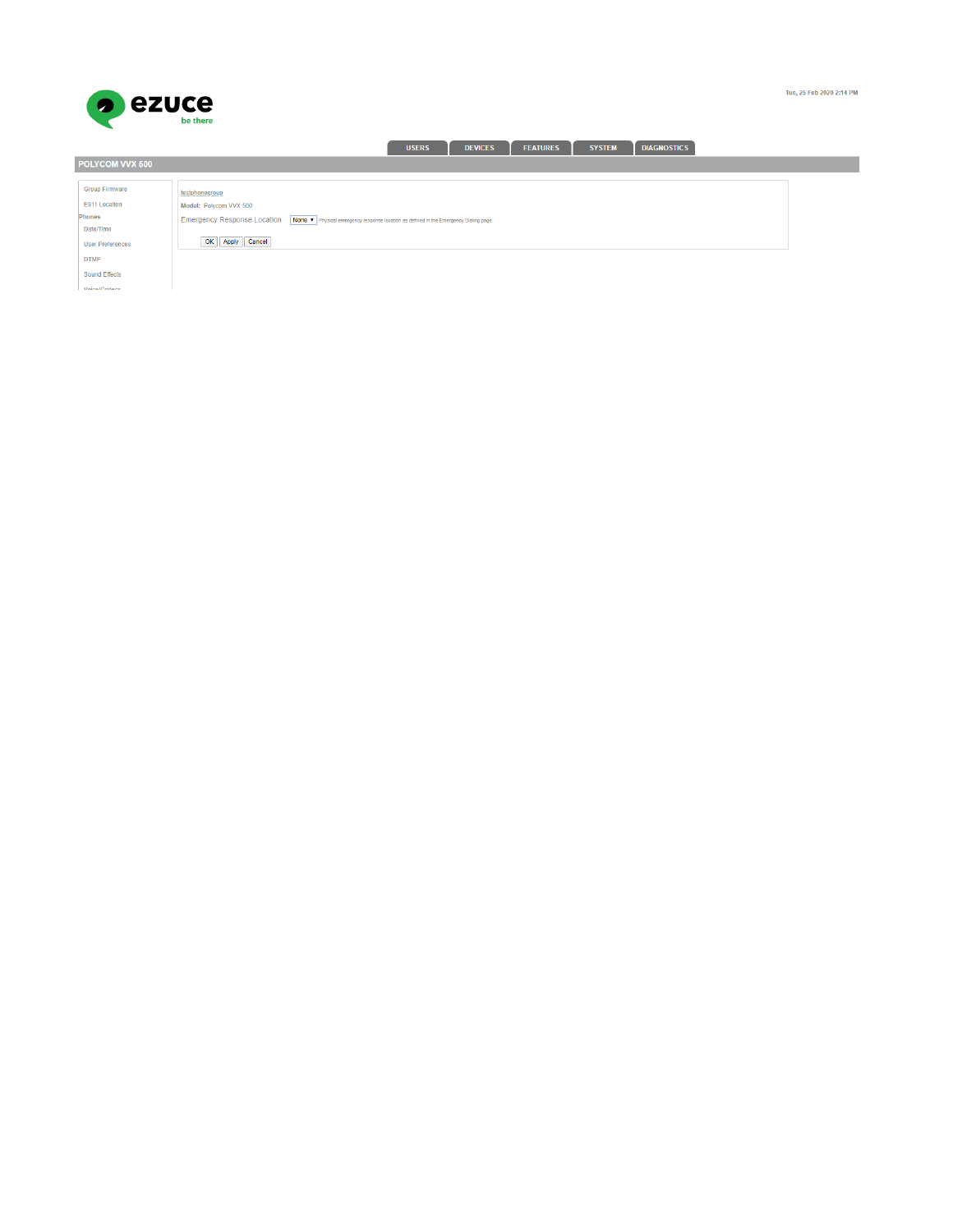ezuce
be there

Tue, 25 Feb 2020 2:14 PM

USERS | DEVICES | FEATURES | SYSTEM | DIAGNOSTICS

## POLYCOM VVX 500

- Group Firmware
- E911 Location

**Phones**

- Date/Time
- User Preferences
- DTMF
- Sound Effects
- Voice/Codecs

testphonegroup

**Model:** Polycom VVX 500

Emergency Response Location: None ▾ Physical emergency response location as defined in the Emergency Dialing page.

OK | Apply | Cancel